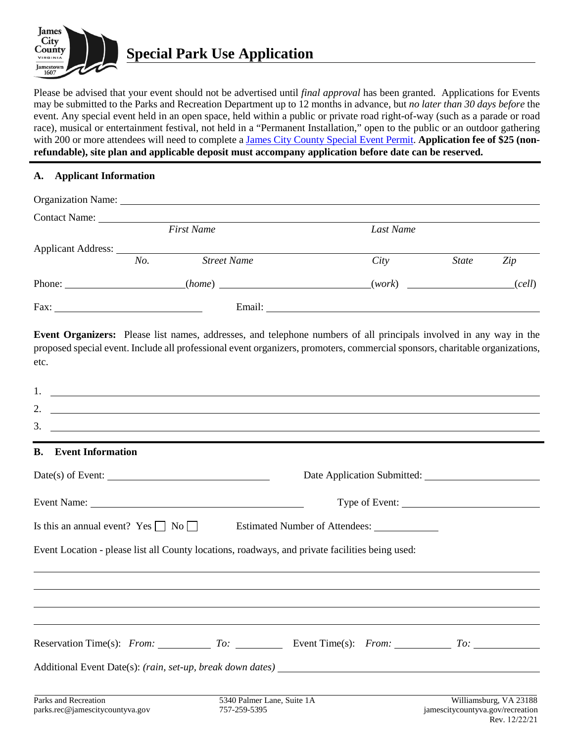# Special Park Use Application

Please be advised that your event should not be advertised until *final approval* has been granted. Applications for Events may be submitted to the Parks and Recreation Department up to 12 months in advance, but *no later than 30 days before* the event. Any special event held in an open space, held within a public or private road right-of-way (such as a parade or road race), musical or entertainment festival, not held in a "Permanent Installation," open to the public or an outdoor gathering with 200 or more attendees will need to complete a James City County Special Event Permit. **Application fee of $25 (non-refundable), site plan and applicable deposit must accompany application before date can be reserved.**

## A. Applicant Information

Organization Name: ______________________________

Contact Name: ______________________________
*First Name* *Last Name*

Applicant Address: ______________________________
*No.* *Street Name* *City* *State* *Zip*

Phone: ____________ (*home*) ____________ (*work*) ____________ (*cell*)

Fax: ____________ Email: ____________

**Event Organizers:** Please list names, addresses, and telephone numbers of all principals involved in any way in the proposed special event. Include all professional event organizers, promoters, commercial sponsors, charitable organizations, etc.

1. ______________________________
2. ______________________________
3. ______________________________

## B. Event Information

Date(s) of Event: ____________ Date Application Submitted: ____________

Event Name: ____________ Type of Event: ____________

Is this an annual event? Yes ☐ No ☐ Estimated Number of Attendees: ____________

Event Location - please list all County locations, roadways, and private facilities being used:

______________________________

______________________________

______________________________

______________________________

Reservation Time(s): *From:* ________ *To:* ________ Event Time(s): *From:* ________ *To:* ________

Additional Event Date(s): *(rain, set-up, break down dates)* ______________________________

Parks and Recreation
parks.rec@jamescitycountyva.gov

5340 Palmer Lane, Suite 1A
757-259-5395

Williamsburg, VA 23188
jamescitycountyva.gov/recreation
Rev. 12/22/21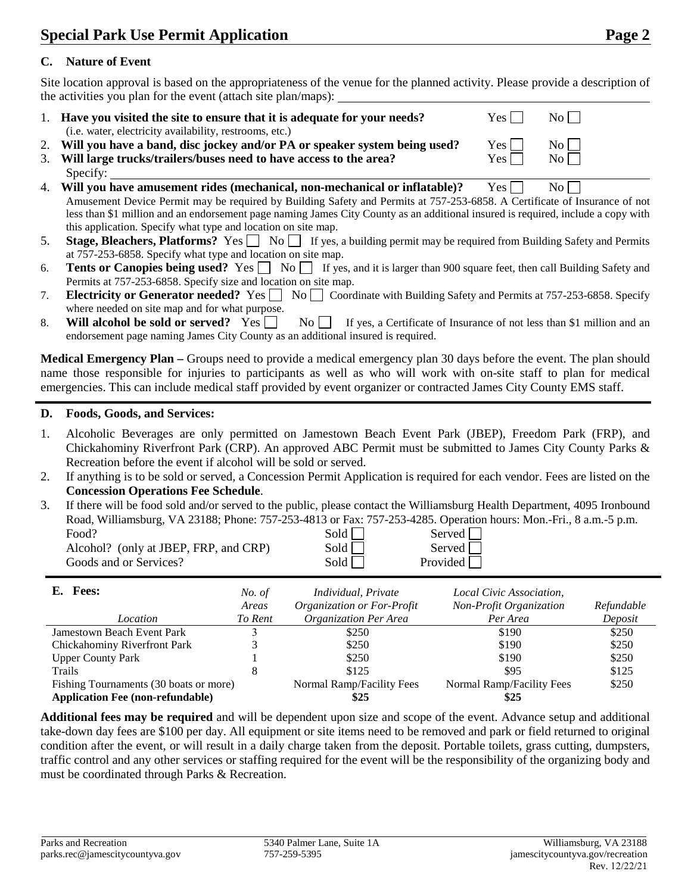## C. Nature of Event

Site location approval is based on the appropriateness of the venue for the planned activity. Please provide a description of the activities you plan for the event (attach site plan/maps): ______

1. **Have you visited the site to ensure that it is adequate for your needs?** Yes ☐ No ☐
   (i.e. water, electricity availability, restrooms, etc.)
2. **Will you have a band, disc jockey and/or PA or speaker system being used?** Yes ☐ No ☐
3. **Will large trucks/trailers/buses need to have access to the area?** Yes ☐ No ☐
   Specify: ______
4. **Will you have amusement rides (mechanical, non-mechanical or inflatable)?** Yes ☐ No ☐
   Amusement Device Permit may be required by Building Safety and Permits at 757-253-6858. A Certificate of Insurance of not less than $1 million and an endorsement page naming James City County as an additional insured is required, include a copy with this application. Specify what type and location on site map.
5. **Stage, Bleachers, Platforms?** Yes ☐ No ☐ If yes, a building permit may be required from Building Safety and Permits at 757-253-6858. Specify what type and location on site map.
6. **Tents or Canopies being used?** Yes ☐ No ☐ If yes, and it is larger than 900 square feet, then call Building Safety and Permits at 757-253-6858. Specify size and location on site map.
7. **Electricity or Generator needed?** Yes ☐ No ☐ Coordinate with Building Safety and Permits at 757-253-6858. Specify where needed on site map and for what purpose.
8. **Will alcohol be sold or served?** Yes ☐ No ☐ If yes, a Certificate of Insurance of not less than $1 million and an endorsement page naming James City County as an additional insured is required.

**Medical Emergency Plan –** Groups need to provide a medical emergency plan 30 days before the event. The plan should name those responsible for injuries to participants as well as who will work with on-site staff to plan for medical emergencies. This can include medical staff provided by event organizer or contracted James City County EMS staff.

## D. Foods, Goods, and Services:

1. Alcoholic Beverages are only permitted on Jamestown Beach Event Park (JBEP), Freedom Park (FRP), and Chickahominy Riverfront Park (CRP). An approved ABC Permit must be submitted to James City County Parks & Recreation before the event if alcohol will be sold or served.
2. If anything is to be sold or served, a Concession Permit Application is required for each vendor. Fees are listed on the **Concession Operations Fee Schedule**.
3. If there will be food sold and/or served to the public, please contact the Williamsburg Health Department, 4095 Ironbound Road, Williamsburg, VA 23188; Phone: 757-253-4813 or Fax: 757-253-4285. Operation hours: Mon.-Fri., 8 a.m.-5 p.m.

| | | |
|---|---|---|
| Food? | Sold ☐ | Served ☐ |
| Alcohol? (only at JBEP, FRP, and CRP) | Sold ☐ | Served ☐ |
| Goods and or Services? | Sold ☐ | Provided ☐ |

## E. Fees:

| *Location* | *No. of Areas To Rent* | *Individual, Private Organization or For-Profit Organization Per Area* | *Local Civic Association, Non-Profit Organization Per Area* | *Refundable Deposit* |
|---|---|---|---|---|
| Jamestown Beach Event Park | 3 | $250 | $190 | $250 |
| Chickahominy Riverfront Park | 3 | $250 | $190 | $250 |
| Upper County Park | 1 | $250 | $190 | $250 |
| Trails | 8 | $125 | $95 | $125 |
| Fishing Tournaments (30 boats or more) | | Normal Ramp/Facility Fees | Normal Ramp/Facility Fees | $250 |
| **Application Fee (non-refundable)** | | **$25** | **$25** | |

**Additional fees may be required** and will be dependent upon size and scope of the event. Advance setup and additional take-down day fees are $100 per day. All equipment or site items need to be removed and park or field returned to original condition after the event, or will result in a daily charge taken from the deposit. Portable toilets, grass cutting, dumpsters, traffic control and any other services or staffing required for the event will be the responsibility of the organizing body and must be coordinated through Parks & Recreation.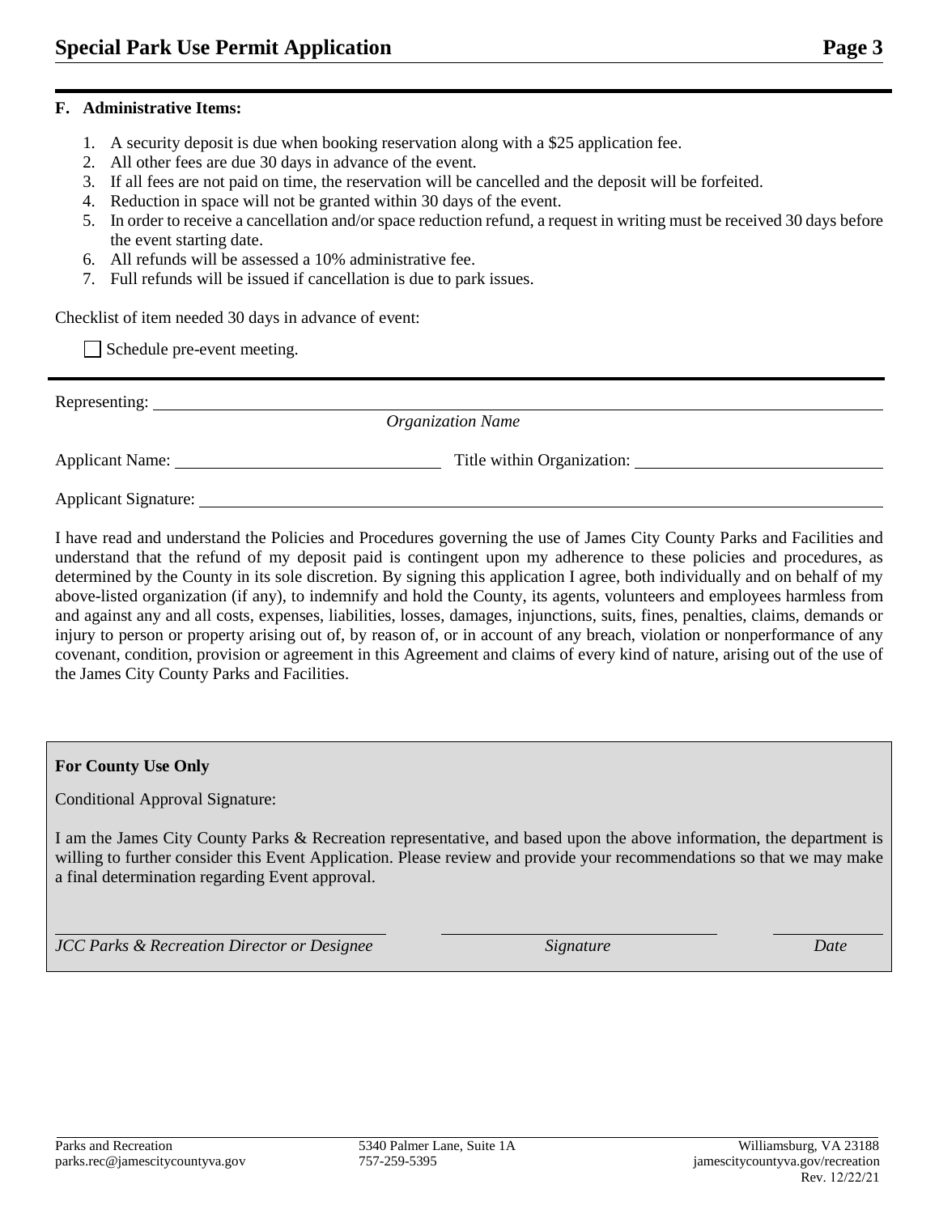**F. Administrative Items:**

1. A security deposit is due when booking reservation along with a $25 application fee.
2. All other fees are due 30 days in advance of the event.
3. If all fees are not paid on time, the reservation will be cancelled and the deposit will be forfeited.
4. Reduction in space will not be granted within 30 days of the event.
5. In order to receive a cancellation and/or space reduction refund, a request in writing must be received 30 days before the event starting date.
6. All refunds will be assessed a 10% administrative fee.
7. Full refunds will be issued if cancellation is due to park issues.

Checklist of item needed 30 days in advance of event:

☐ Schedule pre-event meeting.

---

Representing: ______________________________________________

*Organization Name*

Applicant Name: ______________________ Title within Organization: ______________________

Applicant Signature: ______________________________________________

I have read and understand the Policies and Procedures governing the use of James City County Parks and Facilities and understand that the refund of my deposit paid is contingent upon my adherence to these policies and procedures, as determined by the County in its sole discretion. By signing this application I agree, both individually and on behalf of my above-listed organization (if any), to indemnify and hold the County, its agents, volunteers and employees harmless from and against any and all costs, expenses, liabilities, losses, damages, injunctions, suits, fines, penalties, claims, demands or injury to person or property arising out of, by reason of, or in account of any breach, violation or nonperformance of any covenant, condition, provision or agreement in this Agreement and claims of every kind of nature, arising out of the use of the James City County Parks and Facilities.

**For County Use Only**

Conditional Approval Signature:

I am the James City County Parks & Recreation representative, and based upon the above information, the department is willing to further consider this Event Application. Please review and provide your recommendations so that we may make a final determination regarding Event approval.

______________________ ______________________ __________

*JCC Parks & Recreation Director or Designee* *Signature* *Date*

Parks and Recreation
parks.rec@jamescitycountyva.gov

5340 Palmer Lane, Suite 1A
757-259-5395

Williamsburg, VA 23188
jamescitycountyva.gov/recreation
Rev. 12/22/21